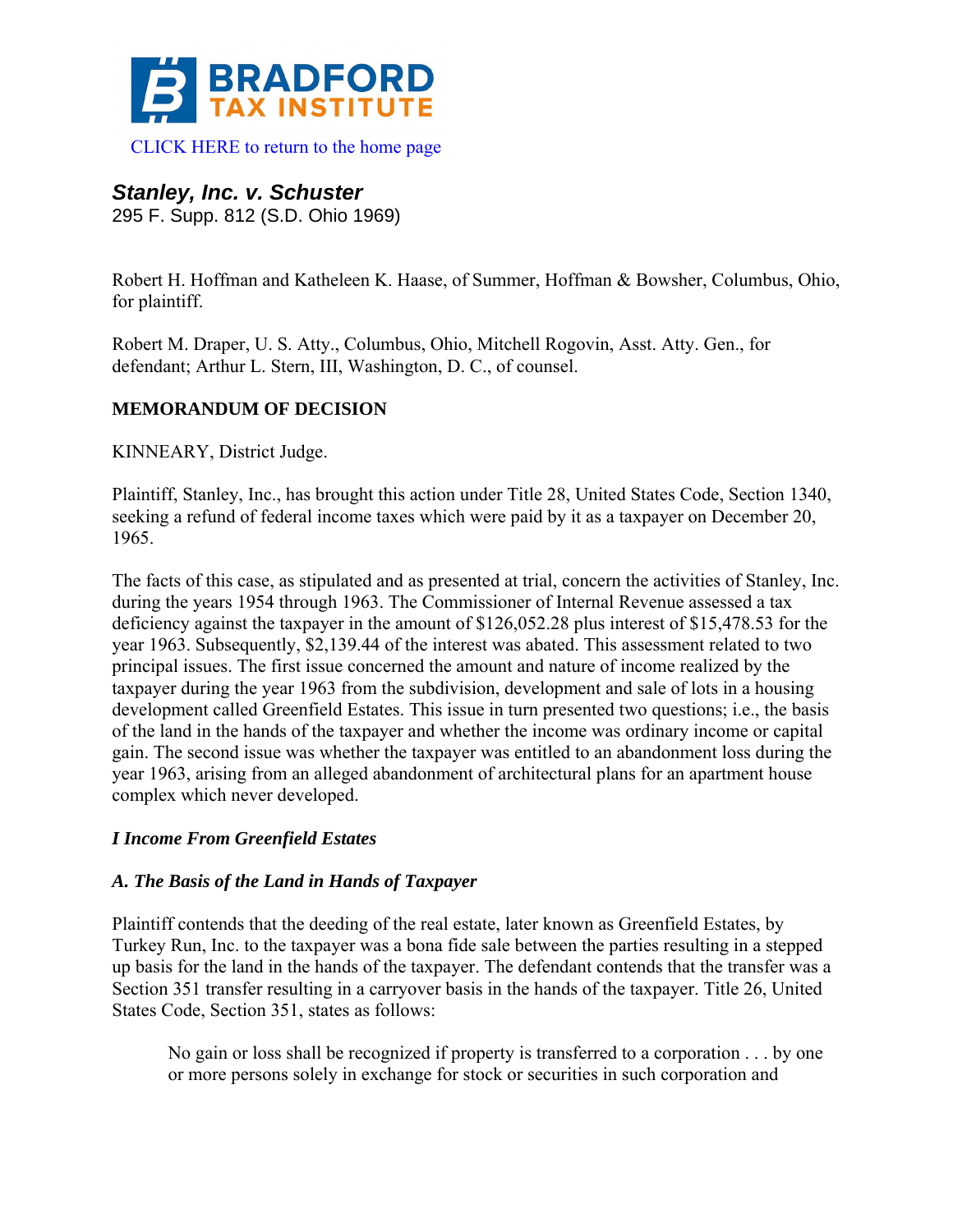CLICK HERE to return to the home page

## *Stanley, Inc. v. Schuster*

295 F. Supp. 812 (S.D. Ohio 1969)

Robert H. Hoffman and Katheleen K. Haase, of Summer, Hoffman & Bowsher, Columbus, Ohio, for plaintiff.

Robert M. Draper, U. S. Atty., Columbus, Ohio, Mitchell Rogovin, Asst. Atty. Gen., for defendant; Arthur L. Stern, III, Washington, D. C., of counsel.

**MEMORANDUM OF DECISION**

KINNEARY, District Judge.

Plaintiff, Stanley, Inc., has brought this action under Title 28, United States Code, Section 1340, seeking a refund of federal income taxes which were paid by it as a taxpayer on December 20, 1965.

The facts of this case, as stipulated and as presented at trial, concern the activities of Stanley, Inc. during the years 1954 through 1963. The Commissioner of Internal Revenue assessed a tax deficiency against the taxpayer in the amount of $126,052.28 plus interest of $15,478.53 for the year 1963. Subsequently, $2,139.44 of the interest was abated. This assessment related to two principal issues. The first issue concerned the amount and nature of income realized by the taxpayer during the year 1963 from the subdivision, development and sale of lots in a housing development called Greenfield Estates. This issue in turn presented two questions; i.e., the basis of the land in the hands of the taxpayer and whether the income was ordinary income or capital gain. The second issue was whether the taxpayer was entitled to an abandonment loss during the year 1963, arising from an alleged abandonment of architectural plans for an apartment house complex which never developed.

### *I Income From Greenfield Estates*

### *A. The Basis of the Land in Hands of Taxpayer*

Plaintiff contends that the deeding of the real estate, later known as Greenfield Estates, by Turkey Run, Inc. to the taxpayer was a bona fide sale between the parties resulting in a stepped up basis for the land in the hands of the taxpayer. The defendant contends that the transfer was a Section 351 transfer resulting in a carryover basis in the hands of the taxpayer. Title 26, United States Code, Section 351, states as follows:

> No gain or loss shall be recognized if property is transferred to a corporation . . . by one or more persons solely in exchange for stock or securities in such corporation and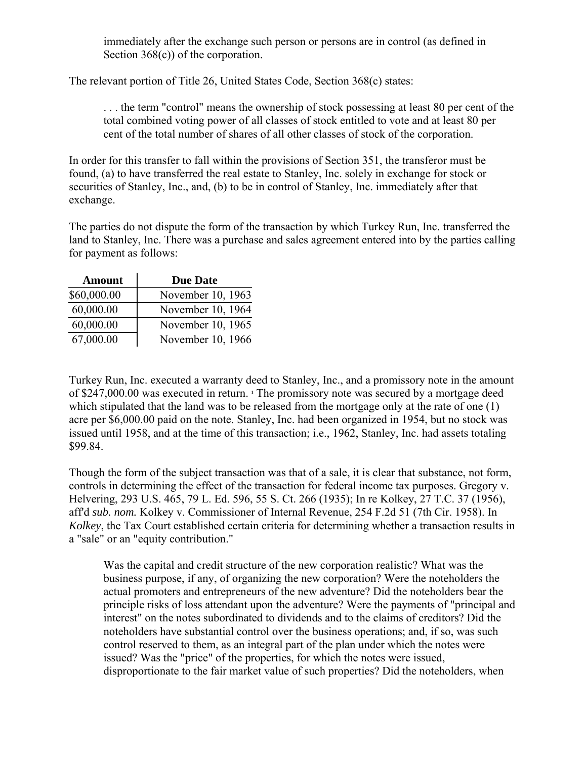> immediately after the exchange such person or persons are in control (as defined in Section 368(c)) of the corporation.

The relevant portion of Title 26, United States Code, Section 368(c) states:

> . . . the term "control" means the ownership of stock possessing at least 80 per cent of the total combined voting power of all classes of stock entitled to vote and at least 80 per cent of the total number of shares of all other classes of stock of the corporation.

In order for this transfer to fall within the provisions of Section 351, the transferor must be found, (a) to have transferred the real estate to Stanley, Inc. solely in exchange for stock or securities of Stanley, Inc., and, (b) to be in control of Stanley, Inc. immediately after that exchange.

The parties do not dispute the form of the transaction by which Turkey Run, Inc. transferred the land to Stanley, Inc. There was a purchase and sales agreement entered into by the parties calling for payment as follows:

| Amount | Due Date |
|---|---|
| $60,000.00 | November 10, 1963 |
| 60,000.00 | November 10, 1964 |
| 60,000.00 | November 10, 1965 |
| 67,000.00 | November 10, 1966 |

Turkey Run, Inc. executed a warranty deed to Stanley, Inc., and a promissory note in the amount of $247,000.00 was executed in return. [1] The promissory note was secured by a mortgage deed which stipulated that the land was to be released from the mortgage only at the rate of one (1) acre per $6,000.00 paid on the note. Stanley, Inc. had been organized in 1954, but no stock was issued until 1958, and at the time of this transaction; i.e., 1962, Stanley, Inc. had assets totaling $99.84.

Though the form of the subject transaction was that of a sale, it is clear that substance, not form, controls in determining the effect of the transaction for federal income tax purposes. Gregory v. Helvering, 293 U.S. 465, 79 L. Ed. 596, 55 S. Ct. 266 (1935); In re Kolkey, 27 T.C. 37 (1956), aff'd *sub. nom.* Kolkey v. Commissioner of Internal Revenue, 254 F.2d 51 (7th Cir. 1958). In *Kolkey*, the Tax Court established certain criteria for determining whether a transaction results in a "sale" or an "equity contribution."

> Was the capital and credit structure of the new corporation realistic? What was the business purpose, if any, of organizing the new corporation? Were the noteholders the actual promoters and entrepreneurs of the new adventure? Did the noteholders bear the principle risks of loss attendant upon the adventure? Were the payments of "principal and interest" on the notes subordinated to dividends and to the claims of creditors? Did the noteholders have substantial control over the business operations; and, if so, was such control reserved to them, as an integral part of the plan under which the notes were issued? Was the "price" of the properties, for which the notes were issued, disproportionate to the fair market value of such properties? Did the noteholders, when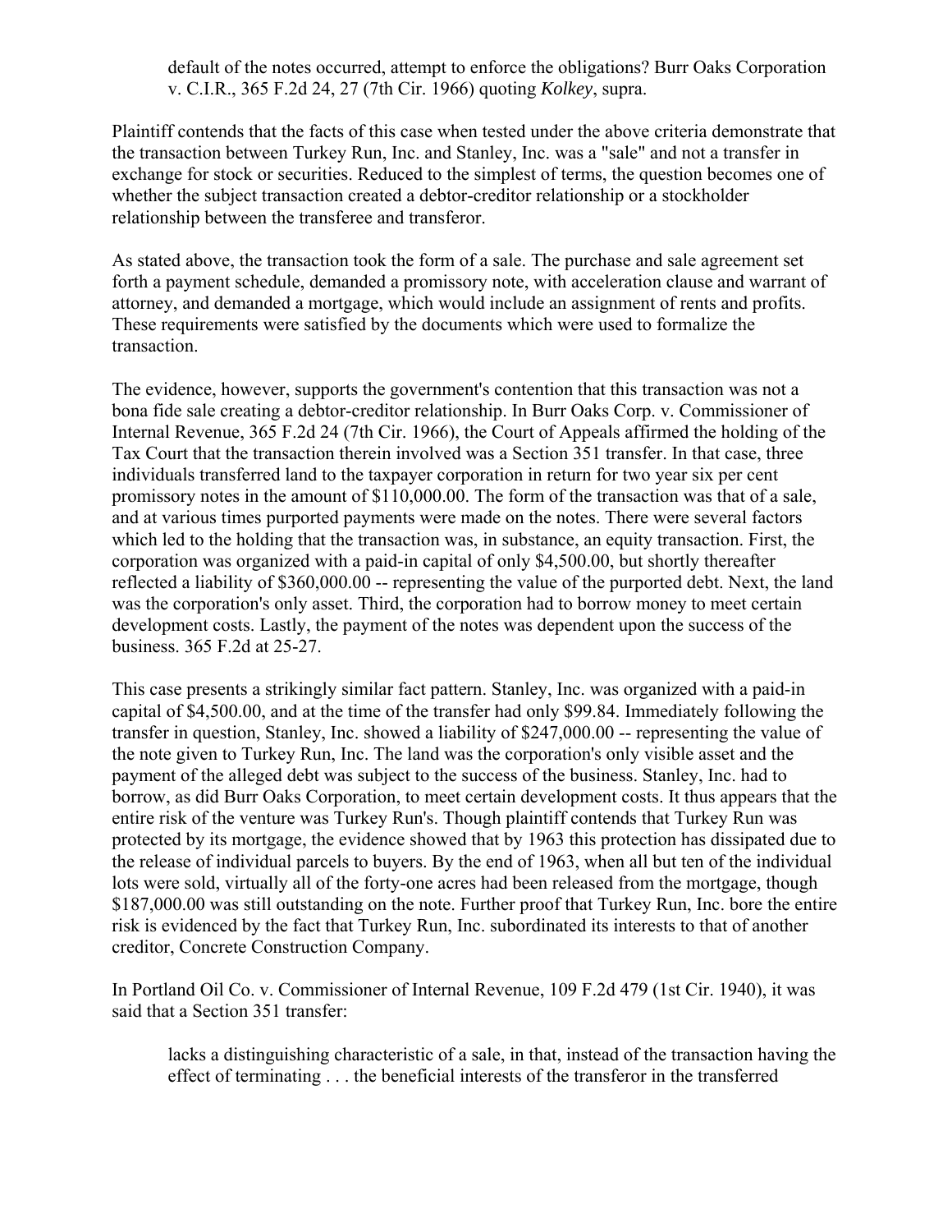> default of the notes occurred, attempt to enforce the obligations? Burr Oaks Corporation v. C.I.R., 365 F.2d 24, 27 (7th Cir. 1966) quoting *Kolkey*, supra.

Plaintiff contends that the facts of this case when tested under the above criteria demonstrate that the transaction between Turkey Run, Inc. and Stanley, Inc. was a "sale" and not a transfer in exchange for stock or securities. Reduced to the simplest of terms, the question becomes one of whether the subject transaction created a debtor-creditor relationship or a stockholder relationship between the transferee and transferor.

As stated above, the transaction took the form of a sale. The purchase and sale agreement set forth a payment schedule, demanded a promissory note, with acceleration clause and warrant of attorney, and demanded a mortgage, which would include an assignment of rents and profits. These requirements were satisfied by the documents which were used to formalize the transaction.

The evidence, however, supports the government's contention that this transaction was not a bona fide sale creating a debtor-creditor relationship. In Burr Oaks Corp. v. Commissioner of Internal Revenue, 365 F.2d 24 (7th Cir. 1966), the Court of Appeals affirmed the holding of the Tax Court that the transaction therein involved was a Section 351 transfer. In that case, three individuals transferred land to the taxpayer corporation in return for two year six per cent promissory notes in the amount of $110,000.00. The form of the transaction was that of a sale, and at various times purported payments were made on the notes. There were several factors which led to the holding that the transaction was, in substance, an equity transaction. First, the corporation was organized with a paid-in capital of only $4,500.00, but shortly thereafter reflected a liability of $360,000.00 -- representing the value of the purported debt. Next, the land was the corporation's only asset. Third, the corporation had to borrow money to meet certain development costs. Lastly, the payment of the notes was dependent upon the success of the business. 365 F.2d at 25-27.

This case presents a strikingly similar fact pattern. Stanley, Inc. was organized with a paid-in capital of $4,500.00, and at the time of the transfer had only $99.84. Immediately following the transfer in question, Stanley, Inc. showed a liability of $247,000.00 -- representing the value of the note given to Turkey Run, Inc. The land was the corporation's only visible asset and the payment of the alleged debt was subject to the success of the business. Stanley, Inc. had to borrow, as did Burr Oaks Corporation, to meet certain development costs. It thus appears that the entire risk of the venture was Turkey Run's. Though plaintiff contends that Turkey Run was protected by its mortgage, the evidence showed that by 1963 this protection has dissipated due to the release of individual parcels to buyers. By the end of 1963, when all but ten of the individual lots were sold, virtually all of the forty-one acres had been released from the mortgage, though $187,000.00 was still outstanding on the note. Further proof that Turkey Run, Inc. bore the entire risk is evidenced by the fact that Turkey Run, Inc. subordinated its interests to that of another creditor, Concrete Construction Company.

In Portland Oil Co. v. Commissioner of Internal Revenue, 109 F.2d 479 (1st Cir. 1940), it was said that a Section 351 transfer:

> lacks a distinguishing characteristic of a sale, in that, instead of the transaction having the effect of terminating . . . the beneficial interests of the transferor in the transferred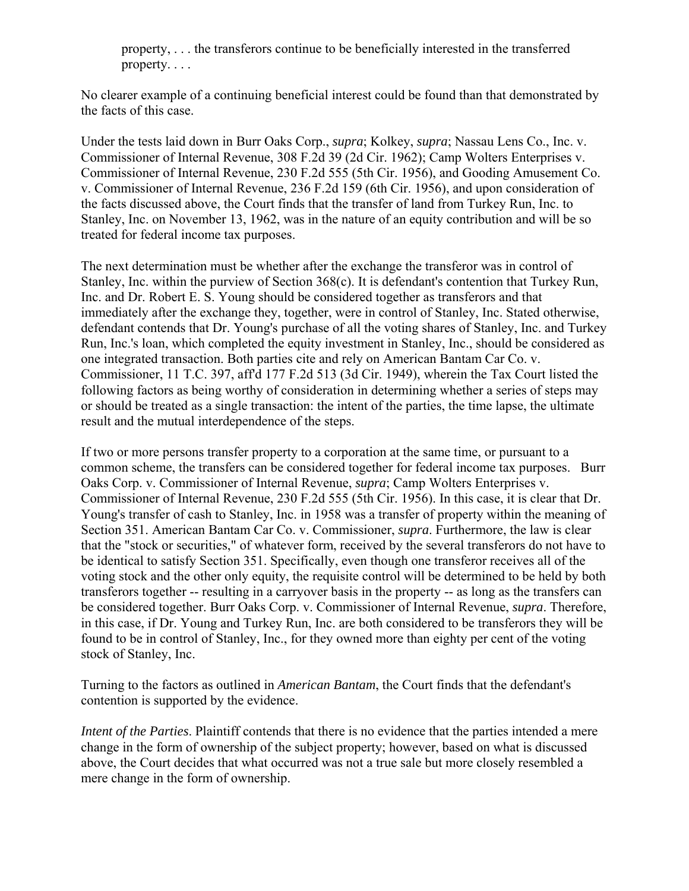> property, . . . the transferors continue to be beneficially interested in the transferred property. . . .

No clearer example of a continuing beneficial interest could be found than that demonstrated by the facts of this case.

Under the tests laid down in Burr Oaks Corp., *supra*; Kolkey, *supra*; Nassau Lens Co., Inc. v. Commissioner of Internal Revenue, 308 F.2d 39 (2d Cir. 1962); Camp Wolters Enterprises v. Commissioner of Internal Revenue, 230 F.2d 555 (5th Cir. 1956), and Gooding Amusement Co. v. Commissioner of Internal Revenue, 236 F.2d 159 (6th Cir. 1956), and upon consideration of the facts discussed above, the Court finds that the transfer of land from Turkey Run, Inc. to Stanley, Inc. on November 13, 1962, was in the nature of an equity contribution and will be so treated for federal income tax purposes.

The next determination must be whether after the exchange the transferor was in control of Stanley, Inc. within the purview of Section 368(c). It is defendant's contention that Turkey Run, Inc. and Dr. Robert E. S. Young should be considered together as transferors and that immediately after the exchange they, together, were in control of Stanley, Inc. Stated otherwise, defendant contends that Dr. Young's purchase of all the voting shares of Stanley, Inc. and Turkey Run, Inc.'s loan, which completed the equity investment in Stanley, Inc., should be considered as one integrated transaction. Both parties cite and rely on American Bantam Car Co. v. Commissioner, 11 T.C. 397, aff'd 177 F.2d 513 (3d Cir. 1949), wherein the Tax Court listed the following factors as being worthy of consideration in determining whether a series of steps may or should be treated as a single transaction: the intent of the parties, the time lapse, the ultimate result and the mutual interdependence of the steps.

If two or more persons transfer property to a corporation at the same time, or pursuant to a common scheme, the transfers can be considered together for federal income tax purposes. Burr Oaks Corp. v. Commissioner of Internal Revenue, *supra*; Camp Wolters Enterprises v. Commissioner of Internal Revenue, 230 F.2d 555 (5th Cir. 1956). In this case, it is clear that Dr. Young's transfer of cash to Stanley, Inc. in 1958 was a transfer of property within the meaning of Section 351. American Bantam Car Co. v. Commissioner, *supra*. Furthermore, the law is clear that the "stock or securities," of whatever form, received by the several transferors do not have to be identical to satisfy Section 351. Specifically, even though one transferor receives all of the voting stock and the other only equity, the requisite control will be determined to be held by both transferors together -- resulting in a carryover basis in the property -- as long as the transfers can be considered together. Burr Oaks Corp. v. Commissioner of Internal Revenue, *supra*. Therefore, in this case, if Dr. Young and Turkey Run, Inc. are both considered to be transferors they will be found to be in control of Stanley, Inc., for they owned more than eighty per cent of the voting stock of Stanley, Inc.

Turning to the factors as outlined in *American Bantam*, the Court finds that the defendant's contention is supported by the evidence.

*Intent of the Parties*. Plaintiff contends that there is no evidence that the parties intended a mere change in the form of ownership of the subject property; however, based on what is discussed above, the Court decides that what occurred was not a true sale but more closely resembled a mere change in the form of ownership.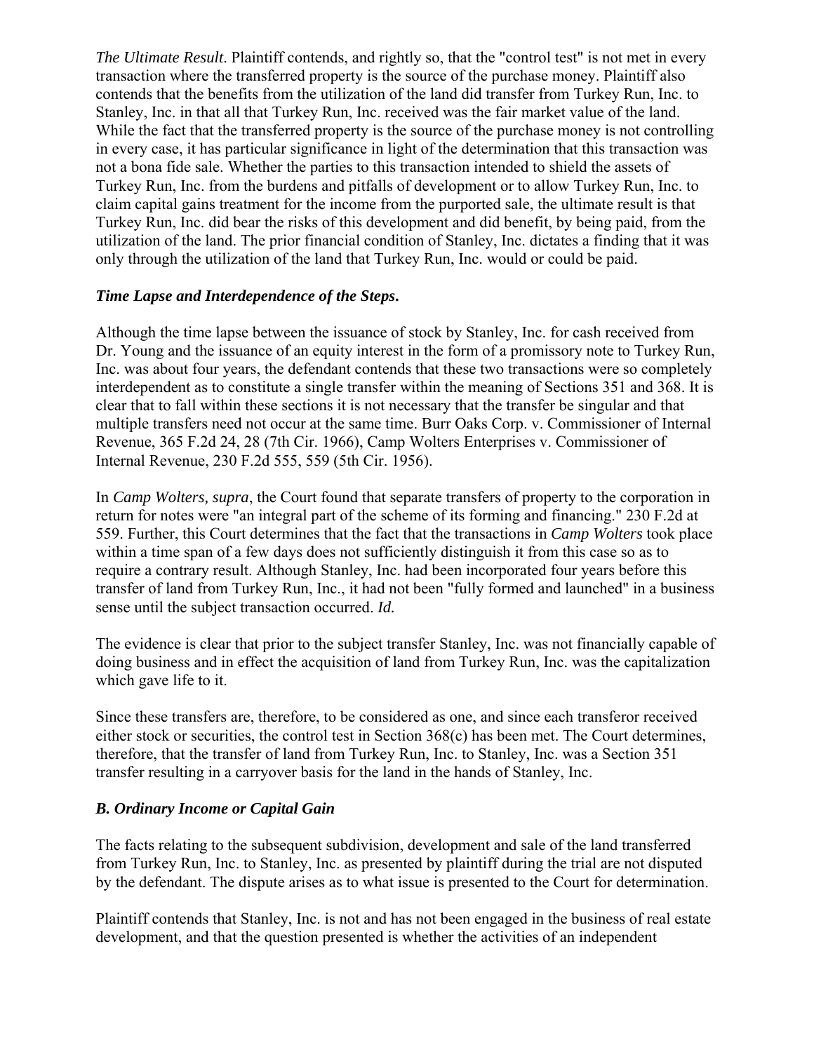*The Ultimate Result*. Plaintiff contends, and rightly so, that the "control test" is not met in every transaction where the transferred property is the source of the purchase money. Plaintiff also contends that the benefits from the utilization of the land did transfer from Turkey Run, Inc. to Stanley, Inc. in that all that Turkey Run, Inc. received was the fair market value of the land. While the fact that the transferred property is the source of the purchase money is not controlling in every case, it has particular significance in light of the determination that this transaction was not a bona fide sale. Whether the parties to this transaction intended to shield the assets of Turkey Run, Inc. from the burdens and pitfalls of development or to allow Turkey Run, Inc. to claim capital gains treatment for the income from the purported sale, the ultimate result is that Turkey Run, Inc. did bear the risks of this development and did benefit, by being paid, from the utilization of the land. The prior financial condition of Stanley, Inc. dictates a finding that it was only through the utilization of the land that Turkey Run, Inc. would or could be paid.

***Time Lapse and Interdependence of the Steps.***

Although the time lapse between the issuance of stock by Stanley, Inc. for cash received from Dr. Young and the issuance of an equity interest in the form of a promissory note to Turkey Run, Inc. was about four years, the defendant contends that these two transactions were so completely interdependent as to constitute a single transfer within the meaning of Sections 351 and 368. It is clear that to fall within these sections it is not necessary that the transfer be singular and that multiple transfers need not occur at the same time. Burr Oaks Corp. v. Commissioner of Internal Revenue, 365 F.2d 24, 28 (7th Cir. 1966), Camp Wolters Enterprises v. Commissioner of Internal Revenue, 230 F.2d 555, 559 (5th Cir. 1956).

In *Camp Wolters, supra*, the Court found that separate transfers of property to the corporation in return for notes were "an integral part of the scheme of its forming and financing." 230 F.2d at 559. Further, this Court determines that the fact that the transactions in *Camp Wolters* took place within a time span of a few days does not sufficiently distinguish it from this case so as to require a contrary result. Although Stanley, Inc. had been incorporated four years before this transfer of land from Turkey Run, Inc., it had not been "fully formed and launched" in a business sense until the subject transaction occurred. *Id.*

The evidence is clear that prior to the subject transfer Stanley, Inc. was not financially capable of doing business and in effect the acquisition of land from Turkey Run, Inc. was the capitalization which gave life to it.

Since these transfers are, therefore, to be considered as one, and since each transferor received either stock or securities, the control test in Section 368(c) has been met. The Court determines, therefore, that the transfer of land from Turkey Run, Inc. to Stanley, Inc. was a Section 351 transfer resulting in a carryover basis for the land in the hands of Stanley, Inc.

***B. Ordinary Income or Capital Gain***

The facts relating to the subsequent subdivision, development and sale of the land transferred from Turkey Run, Inc. to Stanley, Inc. as presented by plaintiff during the trial are not disputed by the defendant. The dispute arises as to what issue is presented to the Court for determination.

Plaintiff contends that Stanley, Inc. is not and has not been engaged in the business of real estate development, and that the question presented is whether the activities of an independent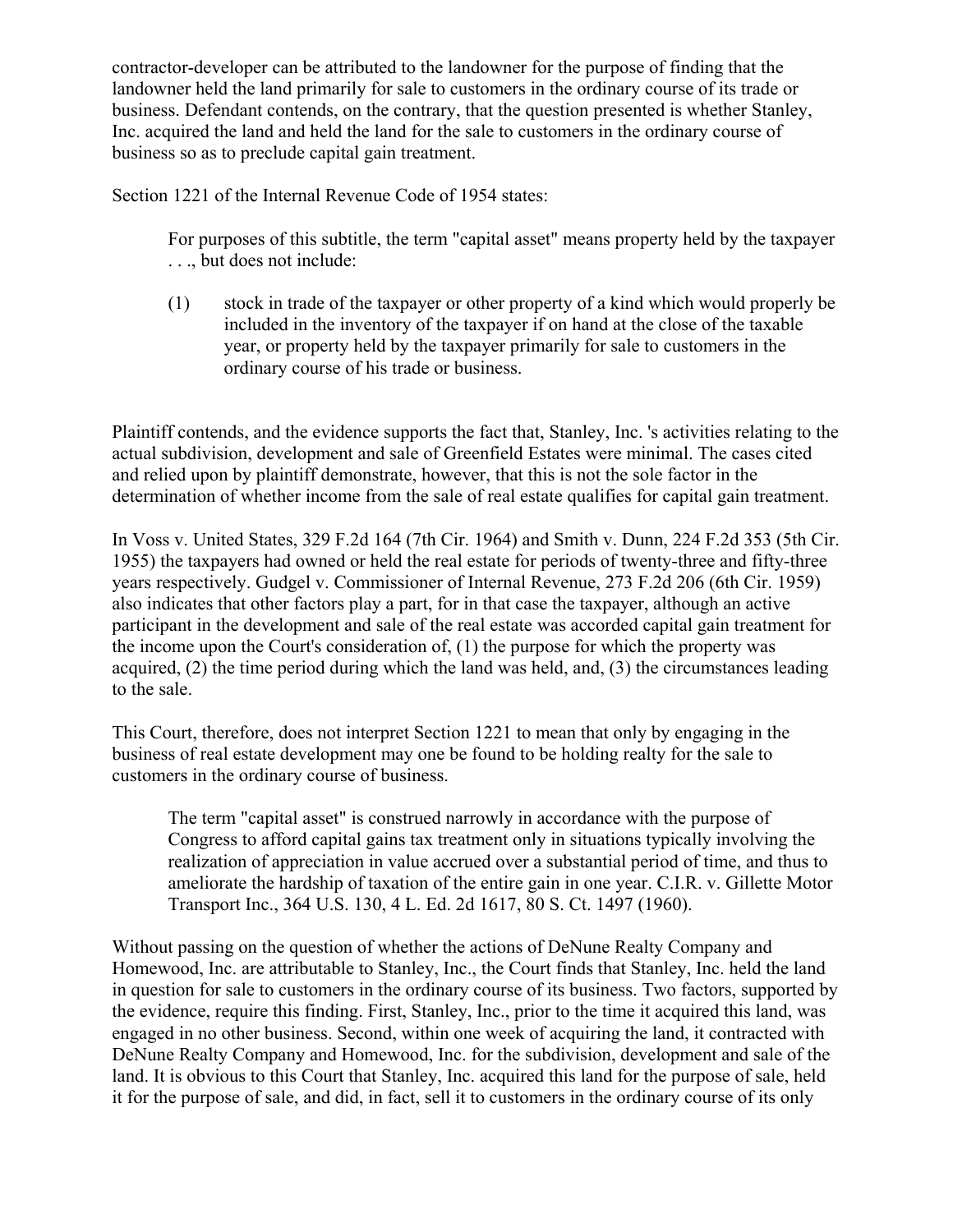contractor-developer can be attributed to the landowner for the purpose of finding that the landowner held the land primarily for sale to customers in the ordinary course of its trade or business. Defendant contends, on the contrary, that the question presented is whether Stanley, Inc. acquired the land and held the land for the sale to customers in the ordinary course of business so as to preclude capital gain treatment.

Section 1221 of the Internal Revenue Code of 1954 states:

> For purposes of this subtitle, the term "capital asset" means property held by the taxpayer . . ., but does not include:
>
> (1) stock in trade of the taxpayer or other property of a kind which would properly be included in the inventory of the taxpayer if on hand at the close of the taxable year, or property held by the taxpayer primarily for sale to customers in the ordinary course of his trade or business.

Plaintiff contends, and the evidence supports the fact that, Stanley, Inc. 's activities relating to the actual subdivision, development and sale of Greenfield Estates were minimal. The cases cited and relied upon by plaintiff demonstrate, however, that this is not the sole factor in the determination of whether income from the sale of real estate qualifies for capital gain treatment.

In Voss v. United States, 329 F.2d 164 (7th Cir. 1964) and Smith v. Dunn, 224 F.2d 353 (5th Cir. 1955) the taxpayers had owned or held the real estate for periods of twenty-three and fifty-three years respectively. Gudgel v. Commissioner of Internal Revenue, 273 F.2d 206 (6th Cir. 1959) also indicates that other factors play a part, for in that case the taxpayer, although an active participant in the development and sale of the real estate was accorded capital gain treatment for the income upon the Court's consideration of, (1) the purpose for which the property was acquired, (2) the time period during which the land was held, and, (3) the circumstances leading to the sale.

This Court, therefore, does not interpret Section 1221 to mean that only by engaging in the business of real estate development may one be found to be holding realty for the sale to customers in the ordinary course of business.

> The term "capital asset" is construed narrowly in accordance with the purpose of Congress to afford capital gains tax treatment only in situations typically involving the realization of appreciation in value accrued over a substantial period of time, and thus to ameliorate the hardship of taxation of the entire gain in one year. C.I.R. v. Gillette Motor Transport Inc., 364 U.S. 130, 4 L. Ed. 2d 1617, 80 S. Ct. 1497 (1960).

Without passing on the question of whether the actions of DeNune Realty Company and Homewood, Inc. are attributable to Stanley, Inc., the Court finds that Stanley, Inc. held the land in question for sale to customers in the ordinary course of its business. Two factors, supported by the evidence, require this finding. First, Stanley, Inc., prior to the time it acquired this land, was engaged in no other business. Second, within one week of acquiring the land, it contracted with DeNune Realty Company and Homewood, Inc. for the subdivision, development and sale of the land. It is obvious to this Court that Stanley, Inc. acquired this land for the purpose of sale, held it for the purpose of sale, and did, in fact, sell it to customers in the ordinary course of its only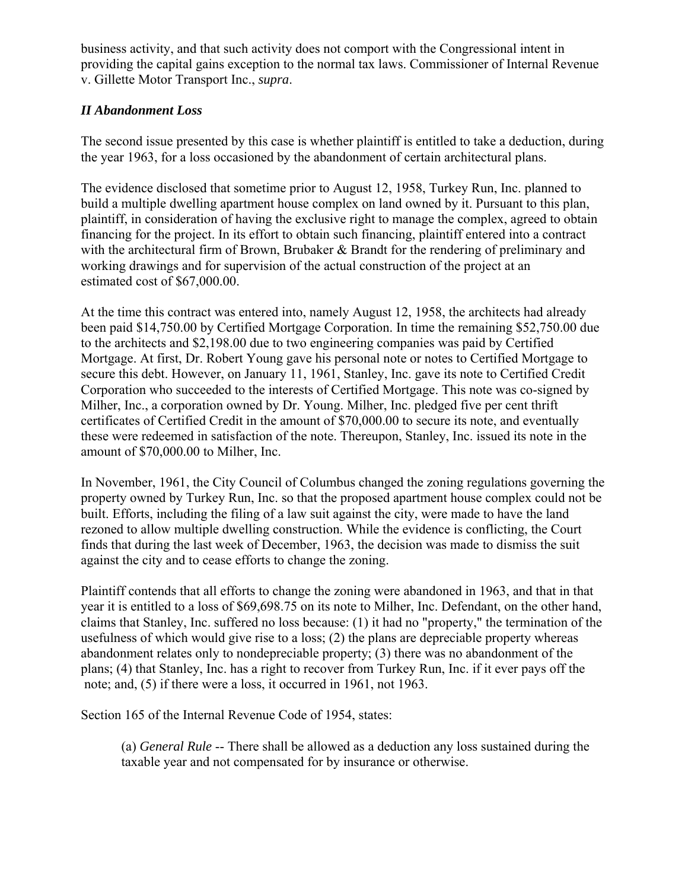business activity, and that such activity does not comport with the Congressional intent in providing the capital gains exception to the normal tax laws. Commissioner of Internal Revenue v. Gillette Motor Transport Inc., *supra*.

### *II Abandonment Loss*

The second issue presented by this case is whether plaintiff is entitled to take a deduction, during the year 1963, for a loss occasioned by the abandonment of certain architectural plans.

The evidence disclosed that sometime prior to August 12, 1958, Turkey Run, Inc. planned to build a multiple dwelling apartment house complex on land owned by it. Pursuant to this plan, plaintiff, in consideration of having the exclusive right to manage the complex, agreed to obtain financing for the project. In its effort to obtain such financing, plaintiff entered into a contract with the architectural firm of Brown, Brubaker & Brandt for the rendering of preliminary and working drawings and for supervision of the actual construction of the project at an estimated cost of $67,000.00.

At the time this contract was entered into, namely August 12, 1958, the architects had already been paid $14,750.00 by Certified Mortgage Corporation. In time the remaining $52,750.00 due to the architects and $2,198.00 due to two engineering companies was paid by Certified Mortgage. At first, Dr. Robert Young gave his personal note or notes to Certified Mortgage to secure this debt. However, on January 11, 1961, Stanley, Inc. gave its note to Certified Credit Corporation who succeeded to the interests of Certified Mortgage. This note was co-signed by Milher, Inc., a corporation owned by Dr. Young. Milher, Inc. pledged five per cent thrift certificates of Certified Credit in the amount of $70,000.00 to secure its note, and eventually these were redeemed in satisfaction of the note. Thereupon, Stanley, Inc. issued its note in the amount of $70,000.00 to Milher, Inc.

In November, 1961, the City Council of Columbus changed the zoning regulations governing the property owned by Turkey Run, Inc. so that the proposed apartment house complex could not be built. Efforts, including the filing of a law suit against the city, were made to have the land rezoned to allow multiple dwelling construction. While the evidence is conflicting, the Court finds that during the last week of December, 1963, the decision was made to dismiss the suit against the city and to cease efforts to change the zoning.

Plaintiff contends that all efforts to change the zoning were abandoned in 1963, and that in that year it is entitled to a loss of $69,698.75 on its note to Milher, Inc. Defendant, on the other hand, claims that Stanley, Inc. suffered no loss because: (1) it had no "property," the termination of the usefulness of which would give rise to a loss; (2) the plans are depreciable property whereas abandonment relates only to nondepreciable property; (3) there was no abandonment of the plans; (4) that Stanley, Inc. has a right to recover from Turkey Run, Inc. if it ever pays off the note; and, (5) if there were a loss, it occurred in 1961, not 1963.

Section 165 of the Internal Revenue Code of 1954, states:

> (a) *General Rule* -- There shall be allowed as a deduction any loss sustained during the taxable year and not compensated for by insurance or otherwise.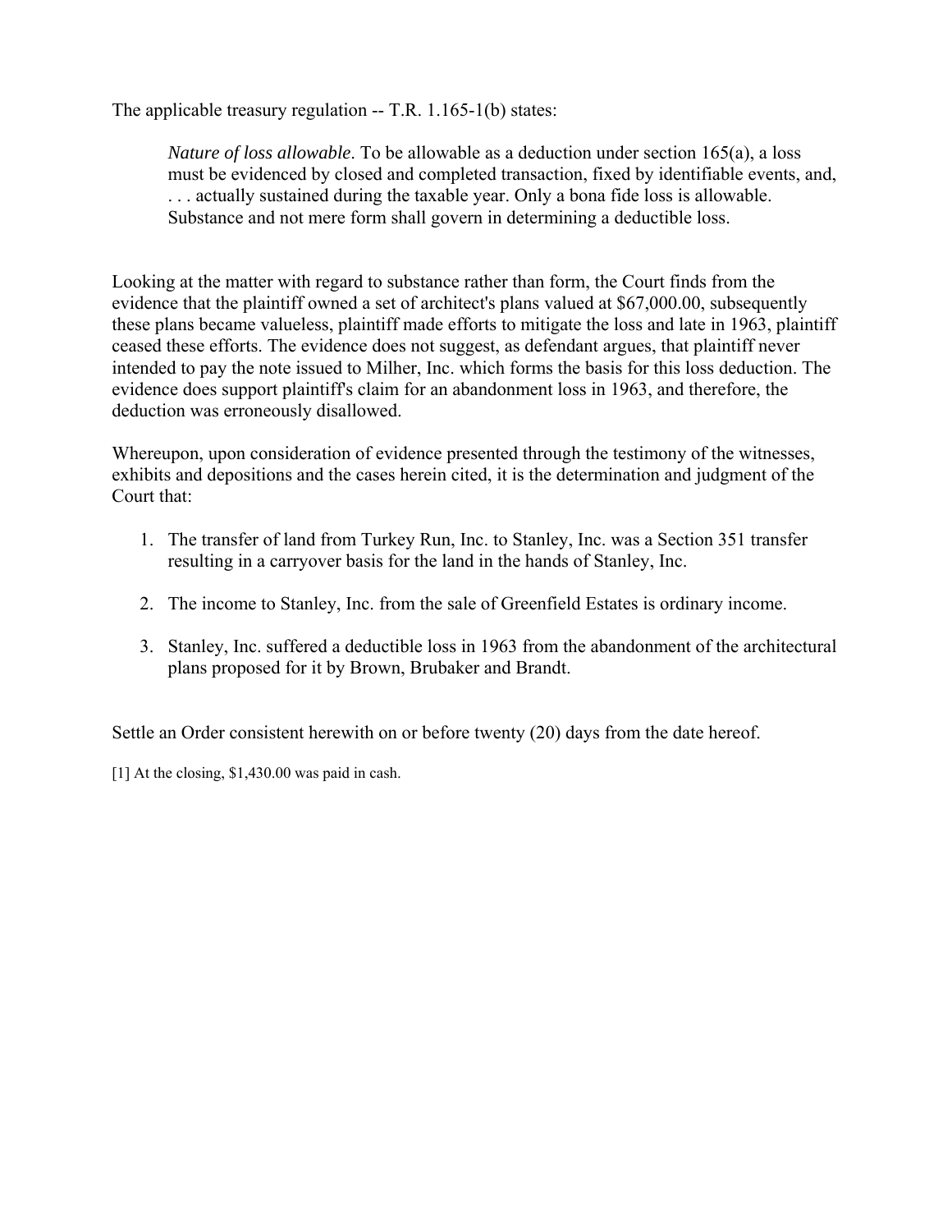The applicable treasury regulation -- T.R. 1.165-1(b) states:

> *Nature of loss allowable*. To be allowable as a deduction under section 165(a), a loss must be evidenced by closed and completed transaction, fixed by identifiable events, and, . . . actually sustained during the taxable year. Only a bona fide loss is allowable. Substance and not mere form shall govern in determining a deductible loss.

Looking at the matter with regard to substance rather than form, the Court finds from the evidence that the plaintiff owned a set of architect's plans valued at $67,000.00, subsequently these plans became valueless, plaintiff made efforts to mitigate the loss and late in 1963, plaintiff ceased these efforts. The evidence does not suggest, as defendant argues, that plaintiff never intended to pay the note issued to Milher, Inc. which forms the basis for this loss deduction. The evidence does support plaintiff's claim for an abandonment loss in 1963, and therefore, the deduction was erroneously disallowed.

Whereupon, upon consideration of evidence presented through the testimony of the witnesses, exhibits and depositions and the cases herein cited, it is the determination and judgment of the Court that:

1. The transfer of land from Turkey Run, Inc. to Stanley, Inc. was a Section 351 transfer resulting in a carryover basis for the land in the hands of Stanley, Inc.

2. The income to Stanley, Inc. from the sale of Greenfield Estates is ordinary income.

3. Stanley, Inc. suffered a deductible loss in 1963 from the abandonment of the architectural plans proposed for it by Brown, Brubaker and Brandt.

Settle an Order consistent herewith on or before twenty (20) days from the date hereof.

[1] At the closing, $1,430.00 was paid in cash.